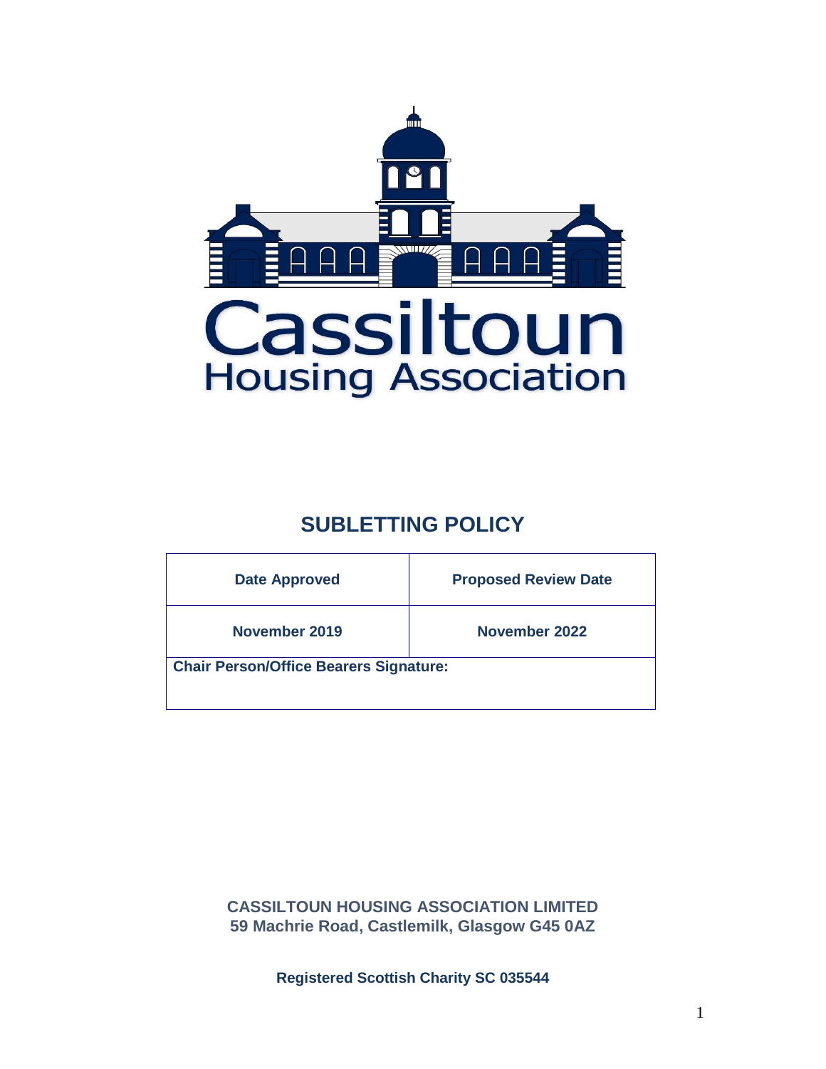Cassiltoun
Housing Association

# SUBLETTING POLICY

| Date Approved | Proposed Review Date |
| --- | --- |
| November 2019 | November 2022 |
| **Chair Person/Office Bearers Signature:** | |

**CASSILTOUN HOUSING ASSOCIATION LIMITED**
**59 Machrie Road, Castlemilk, Glasgow G45 0AZ**

**Registered Scottish Charity SC 035544**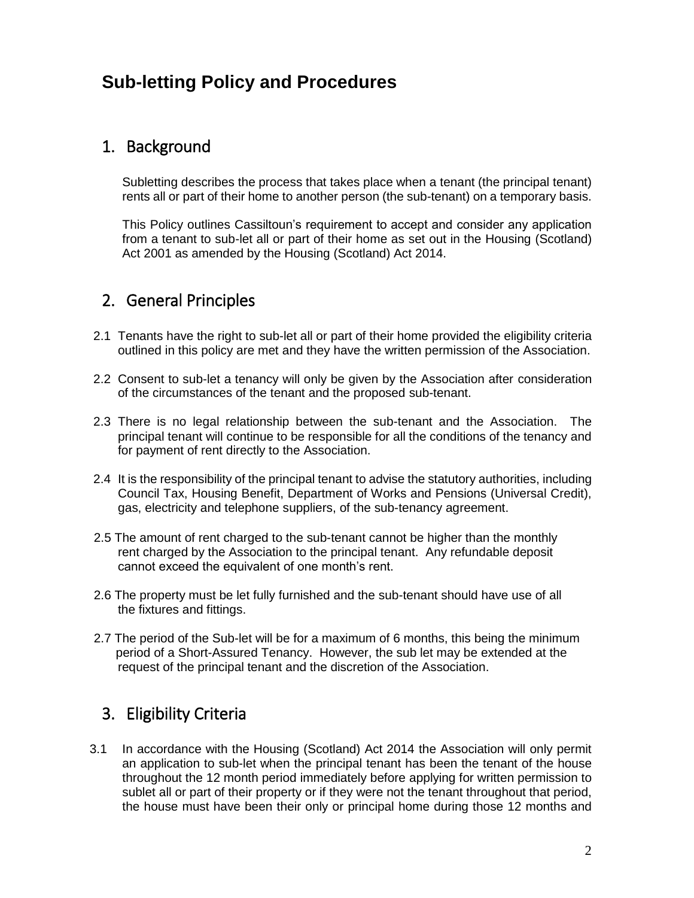# Sub-letting Policy and Procedures

## 1. Background

Subletting describes the process that takes place when a tenant (the principal tenant) rents all or part of their home to another person (the sub-tenant) on a temporary basis.

This Policy outlines Cassiltoun's requirement to accept and consider any application from a tenant to sub-let all or part of their home as set out in the Housing (Scotland) Act 2001 as amended by the Housing (Scotland) Act 2014.

## 2. General Principles

2.1 Tenants have the right to sub-let all or part of their home provided the eligibility criteria outlined in this policy are met and they have the written permission of the Association.

2.2 Consent to sub-let a tenancy will only be given by the Association after consideration of the circumstances of the tenant and the proposed sub-tenant.

2.3 There is no legal relationship between the sub-tenant and the Association. The principal tenant will continue to be responsible for all the conditions of the tenancy and for payment of rent directly to the Association.

2.4 It is the responsibility of the principal tenant to advise the statutory authorities, including Council Tax, Housing Benefit, Department of Works and Pensions (Universal Credit), gas, electricity and telephone suppliers, of the sub-tenancy agreement.

2.5 The amount of rent charged to the sub-tenant cannot be higher than the monthly rent charged by the Association to the principal tenant. Any refundable deposit cannot exceed the equivalent of one month's rent.

2.6 The property must be let fully furnished and the sub-tenant should have use of all the fixtures and fittings.

2.7 The period of the Sub-let will be for a maximum of 6 months, this being the minimum period of a Short-Assured Tenancy. However, the sub let may be extended at the request of the principal tenant and the discretion of the Association.

## 3. Eligibility Criteria

3.1 In accordance with the Housing (Scotland) Act 2014 the Association will only permit an application to sub-let when the principal tenant has been the tenant of the house throughout the 12 month period immediately before applying for written permission to sublet all or part of their property or if they were not the tenant throughout that period, the house must have been their only or principal home during those 12 months and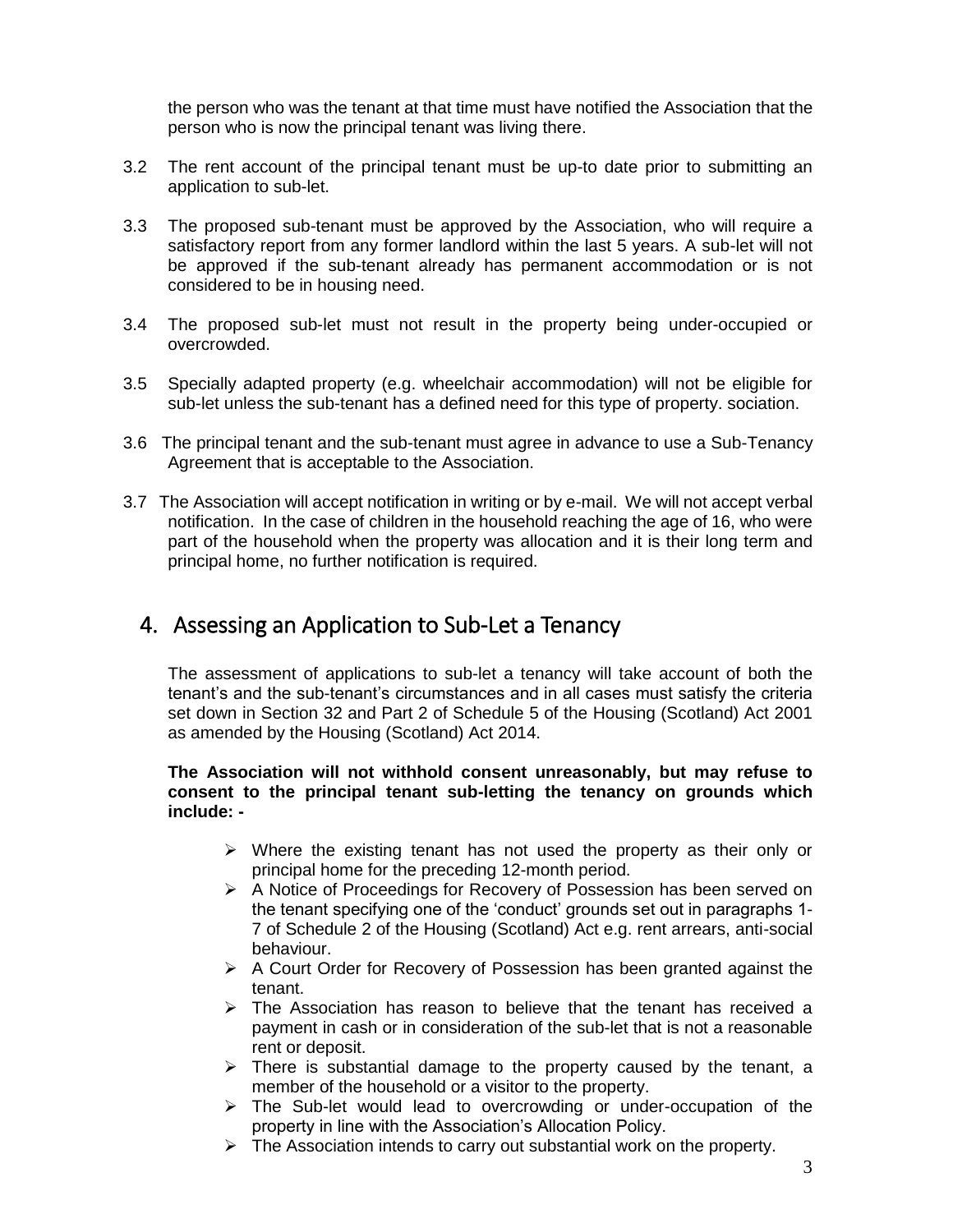the person who was the tenant at that time must have notified the Association that the person who is now the principal tenant was living there.

3.2 The rent account of the principal tenant must be up-to date prior to submitting an application to sub-let.

3.3 The proposed sub-tenant must be approved by the Association, who will require a satisfactory report from any former landlord within the last 5 years. A sub-let will not be approved if the sub-tenant already has permanent accommodation or is not considered to be in housing need.

3.4 The proposed sub-let must not result in the property being under-occupied or overcrowded.

3.5 Specially adapted property (e.g. wheelchair accommodation) will not be eligible for sub-let unless the sub-tenant has a defined need for this type of property. sociation.

3.6 The principal tenant and the sub-tenant must agree in advance to use a Sub-Tenancy Agreement that is acceptable to the Association.

3.7 The Association will accept notification in writing or by e-mail. We will not accept verbal notification. In the case of children in the household reaching the age of 16, who were part of the household when the property was allocation and it is their long term and principal home, no further notification is required.

## 4. Assessing an Application to Sub-Let a Tenancy

The assessment of applications to sub-let a tenancy will take account of both the tenant's and the sub-tenant's circumstances and in all cases must satisfy the criteria set down in Section 32 and Part 2 of Schedule 5 of the Housing (Scotland) Act 2001 as amended by the Housing (Scotland) Act 2014.

**The Association will not withhold consent unreasonably, but may refuse to consent to the principal tenant sub-letting the tenancy on grounds which include: -**

- Where the existing tenant has not used the property as their only or principal home for the preceding 12-month period.
- A Notice of Proceedings for Recovery of Possession has been served on the tenant specifying one of the 'conduct' grounds set out in paragraphs 1-7 of Schedule 2 of the Housing (Scotland) Act e.g. rent arrears, anti-social behaviour.
- A Court Order for Recovery of Possession has been granted against the tenant.
- The Association has reason to believe that the tenant has received a payment in cash or in consideration of the sub-let that is not a reasonable rent or deposit.
- There is substantial damage to the property caused by the tenant, a member of the household or a visitor to the property.
- The Sub-let would lead to overcrowding or under-occupation of the property in line with the Association's Allocation Policy.
- The Association intends to carry out substantial work on the property.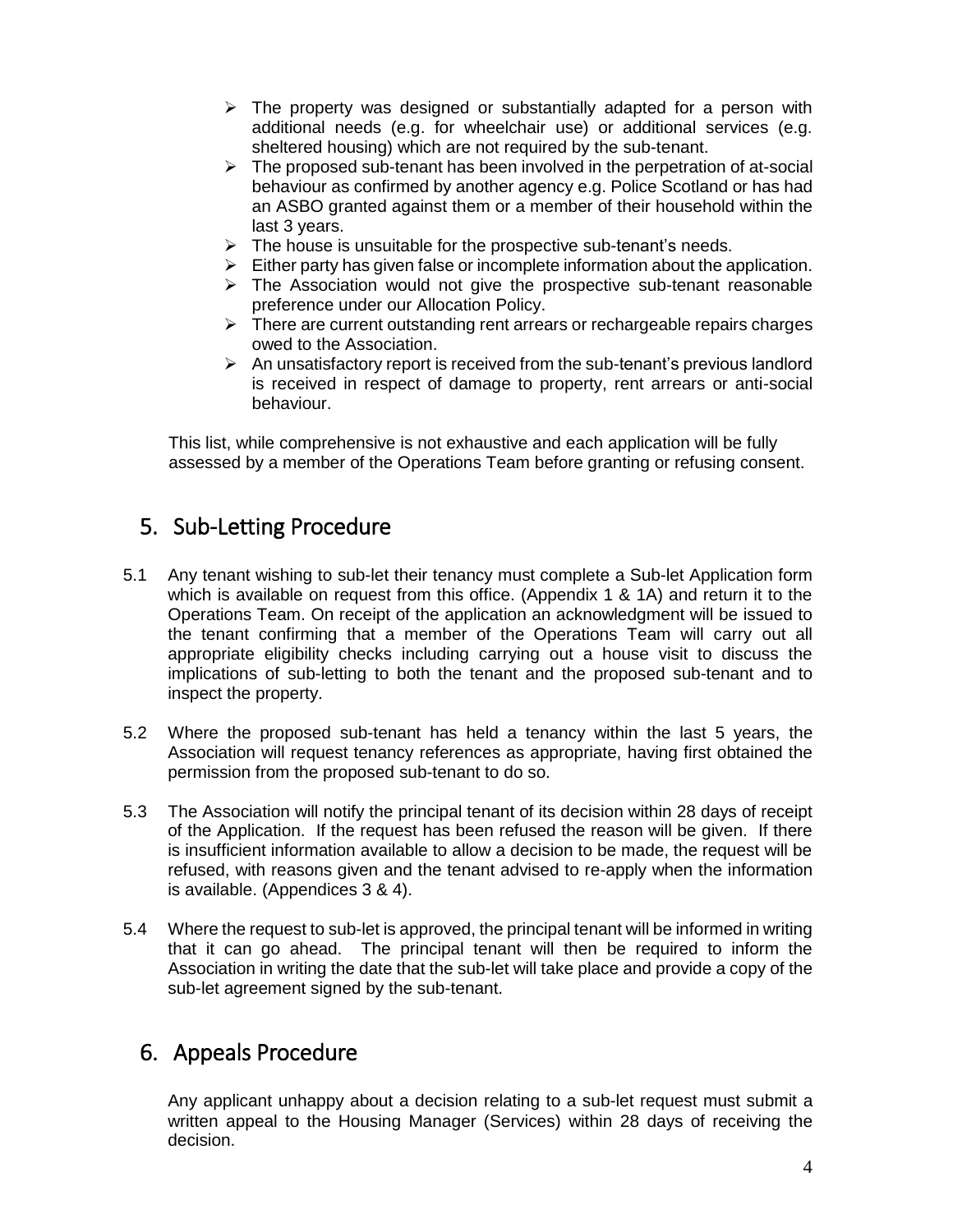- The property was designed or substantially adapted for a person with additional needs (e.g. for wheelchair use) or additional services (e.g. sheltered housing) which are not required by the sub-tenant.
- The proposed sub-tenant has been involved in the perpetration of at-social behaviour as confirmed by another agency e.g. Police Scotland or has had an ASBO granted against them or a member of their household within the last 3 years.
- The house is unsuitable for the prospective sub-tenant's needs.
- Either party has given false or incomplete information about the application.
- The Association would not give the prospective sub-tenant reasonable preference under our Allocation Policy.
- There are current outstanding rent arrears or rechargeable repairs charges owed to the Association.
- An unsatisfactory report is received from the sub-tenant's previous landlord is received in respect of damage to property, rent arrears or anti-social behaviour.

This list, while comprehensive is not exhaustive and each application will be fully assessed by a member of the Operations Team before granting or refusing consent.

## 5. Sub-Letting Procedure

5.1 Any tenant wishing to sub-let their tenancy must complete a Sub-let Application form which is available on request from this office. (Appendix 1 & 1A) and return it to the Operations Team. On receipt of the application an acknowledgment will be issued to the tenant confirming that a member of the Operations Team will carry out all appropriate eligibility checks including carrying out a house visit to discuss the implications of sub-letting to both the tenant and the proposed sub-tenant and to inspect the property.

5.2 Where the proposed sub-tenant has held a tenancy within the last 5 years, the Association will request tenancy references as appropriate, having first obtained the permission from the proposed sub-tenant to do so.

5.3 The Association will notify the principal tenant of its decision within 28 days of receipt of the Application. If the request has been refused the reason will be given. If there is insufficient information available to allow a decision to be made, the request will be refused, with reasons given and the tenant advised to re-apply when the information is available. (Appendices 3 & 4).

5.4 Where the request to sub-let is approved, the principal tenant will be informed in writing that it can go ahead. The principal tenant will then be required to inform the Association in writing the date that the sub-let will take place and provide a copy of the sub-let agreement signed by the sub-tenant.

## 6. Appeals Procedure

Any applicant unhappy about a decision relating to a sub-let request must submit a written appeal to the Housing Manager (Services) within 28 days of receiving the decision.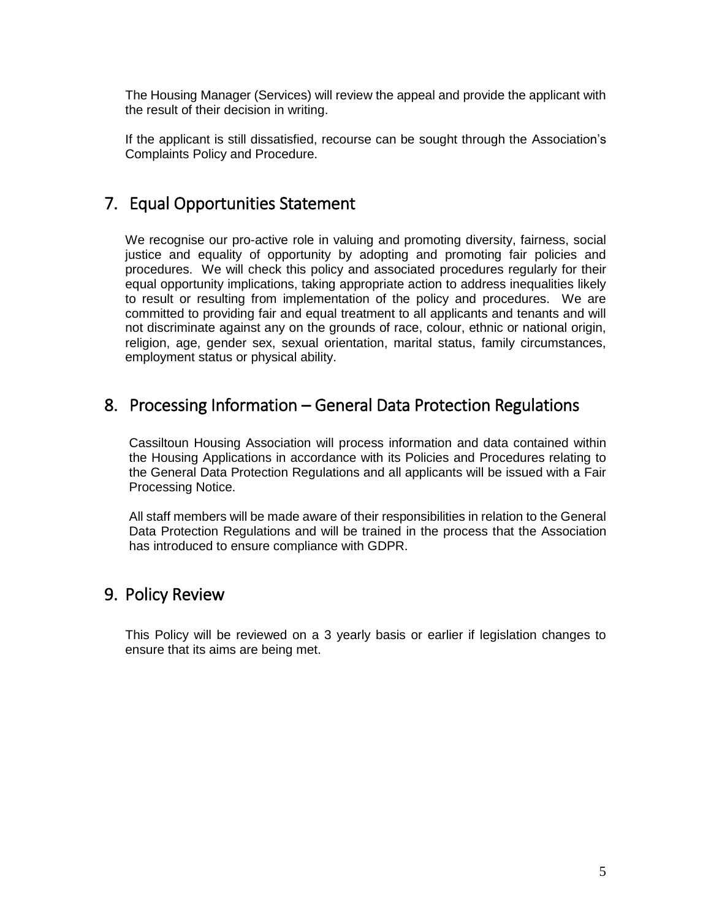The Housing Manager (Services) will review the appeal and provide the applicant with the result of their decision in writing.

If the applicant is still dissatisfied, recourse can be sought through the Association's Complaints Policy and Procedure.

## 7. Equal Opportunities Statement

We recognise our pro-active role in valuing and promoting diversity, fairness, social justice and equality of opportunity by adopting and promoting fair policies and procedures. We will check this policy and associated procedures regularly for their equal opportunity implications, taking appropriate action to address inequalities likely to result or resulting from implementation of the policy and procedures. We are committed to providing fair and equal treatment to all applicants and tenants and will not discriminate against any on the grounds of race, colour, ethnic or national origin, religion, age, gender sex, sexual orientation, marital status, family circumstances, employment status or physical ability.

## 8. Processing Information – General Data Protection Regulations

Cassiltoun Housing Association will process information and data contained within the Housing Applications in accordance with its Policies and Procedures relating to the General Data Protection Regulations and all applicants will be issued with a Fair Processing Notice.

All staff members will be made aware of their responsibilities in relation to the General Data Protection Regulations and will be trained in the process that the Association has introduced to ensure compliance with GDPR.

## 9. Policy Review

This Policy will be reviewed on a 3 yearly basis or earlier if legislation changes to ensure that its aims are being met.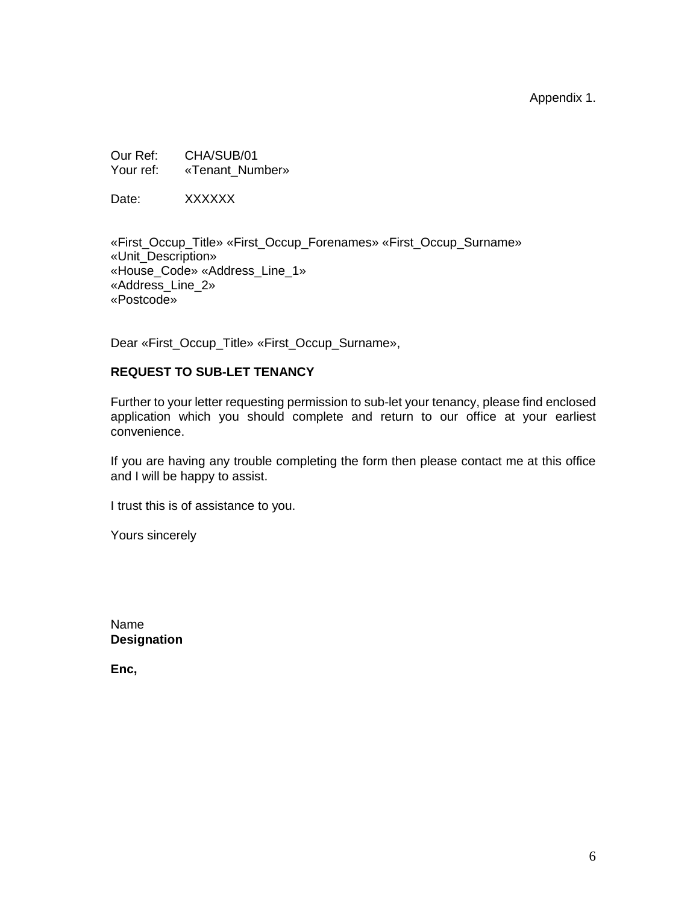Appendix 1.

Our Ref: CHA/SUB/01
Your ref: «Tenant_Number»

Date: XXXXXX

«First_Occup_Title» «First_Occup_Forenames» «First_Occup_Surname»
«Unit_Description»
«House_Code» «Address_Line_1»
«Address_Line_2»
«Postcode»

Dear «First_Occup_Title» «First_Occup_Surname»,

**REQUEST TO SUB-LET TENANCY**

Further to your letter requesting permission to sub-let your tenancy, please find enclosed application which you should complete and return to our office at your earliest convenience.

If you are having any trouble completing the form then please contact me at this office and I will be happy to assist.

I trust this is of assistance to you.

Yours sincerely

Name
**Designation**

**Enc,**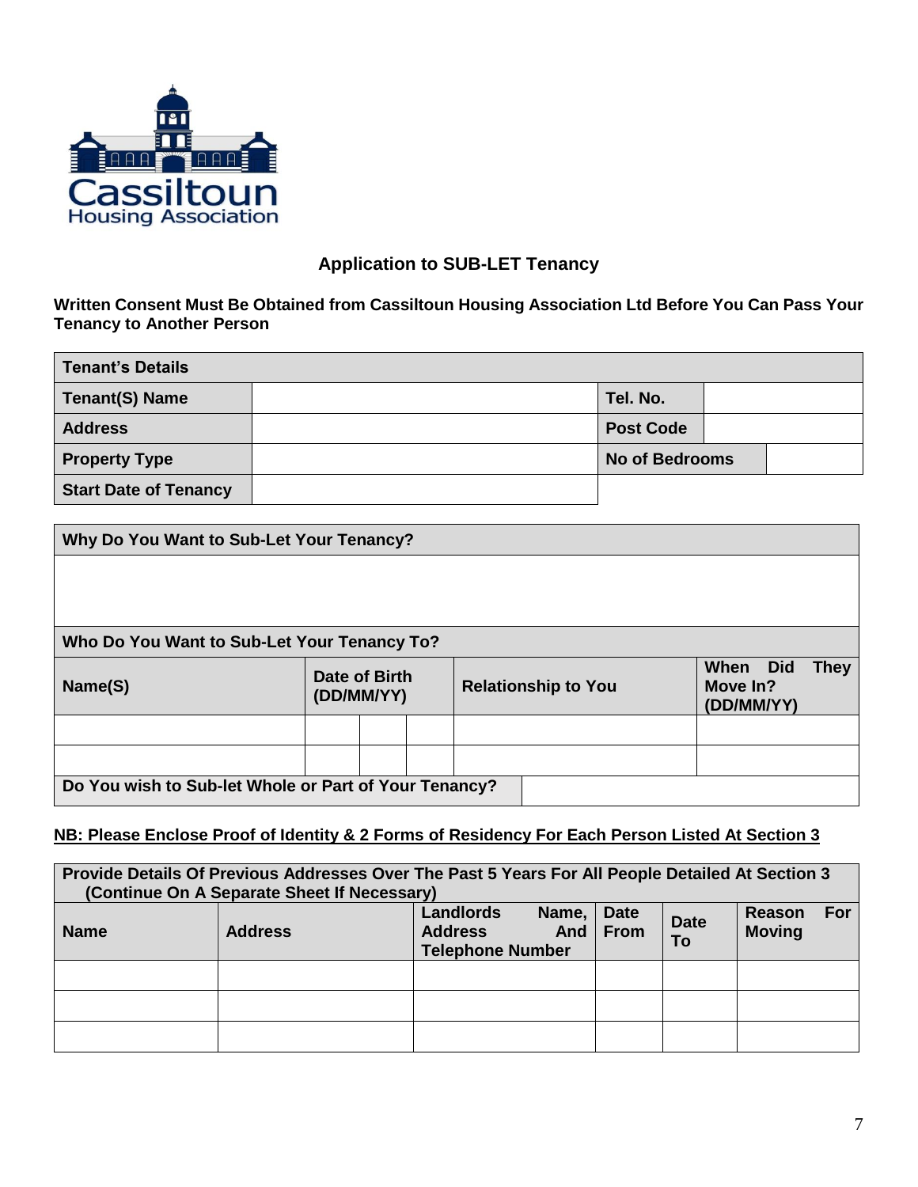Cassiltoun Housing Association

## Application to SUB-LET Tenancy

**Written Consent Must Be Obtained from Cassiltoun Housing Association Ltd Before You Can Pass Your Tenancy to Another Person**

| **Tenant's Details** | | | |
|---|---|---|---|
| **Tenant(S) Name** | | **Tel. No.** | |
| **Address** | | **Post Code** | |
| **Property Type** | | **No of Bedrooms** | |
| **Start Date of Tenancy** | | | |

| **Why Do You Want to Sub-Let Your Tenancy?** | | | |
|---|---|---|---|
| | | | |
| **Who Do You Want to Sub-Let Your Tenancy To?** | | | |
| **Name(S)** | **Date of Birth (DD/MM/YY)** | **Relationship to You** | **When Did They Move In? (DD/MM/YY)** |
| | | | |
| | | | |
| **Do You wish to Sub-let Whole or Part of Your Tenancy?** | | | |

**NB: Please Enclose Proof of Identity & 2 Forms of Residency For Each Person Listed At Section 3**

| **Provide Details Of Previous Addresses Over The Past 5 Years For All People Detailed At Section 3 (Continue On A Separate Sheet If Necessary)** | | | | | |
|---|---|---|---|---|---|
| **Name** | **Address** | **Landlords Name, Address And Telephone Number** | **Date From** | **Date To** | **Reason For Moving** |
| | | | | | |
| | | | | | |
| | | | | | |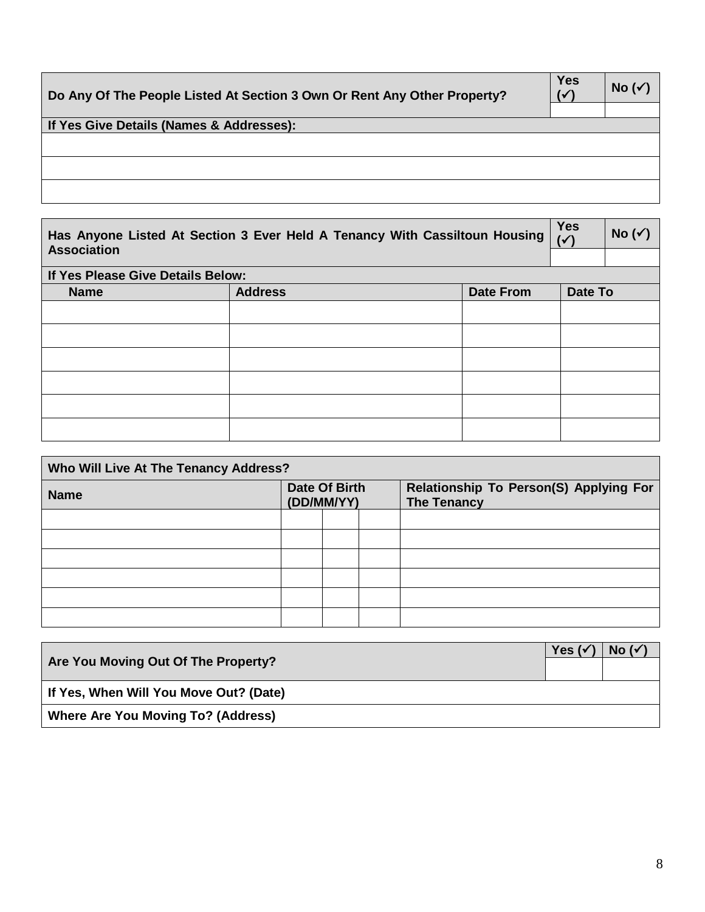| Do Any Of The People Listed At Section 3 Own Or Rent Any Other Property? | Yes (✓) | No (✓) |
|---|---|---|
| | | |
| **If Yes Give Details (Names & Addresses):** | | |
| | | |
| | | |
| | | |

| Has Anyone Listed At Section 3 Ever Held A Tenancy With Cassiltoun Housing Association | Yes (✓) | No (✓) |
|---|---|---|
| | | |

**If Yes Please Give Details Below:**

| Name | Address | Date From | Date To |
|---|---|---|---|
| | | | |
| | | | |
| | | | |
| | | | |
| | | | |
| | | | |

**Who Will Live At The Tenancy Address?**

| Name | Date Of Birth (DD/MM/YY) | | | Relationship To Person(S) Applying For The Tenancy |
|---|---|---|---|---|
| | | | | |
| | | | | |
| | | | | |
| | | | | |
| | | | | |
| | | | | |

| Are You Moving Out Of The Property? | Yes (✓) | No (✓) |
|---|---|---|
| | | |
| **If Yes, When Will You Move Out? (Date)** | | |
| **Where Are You Moving To? (Address)** | | |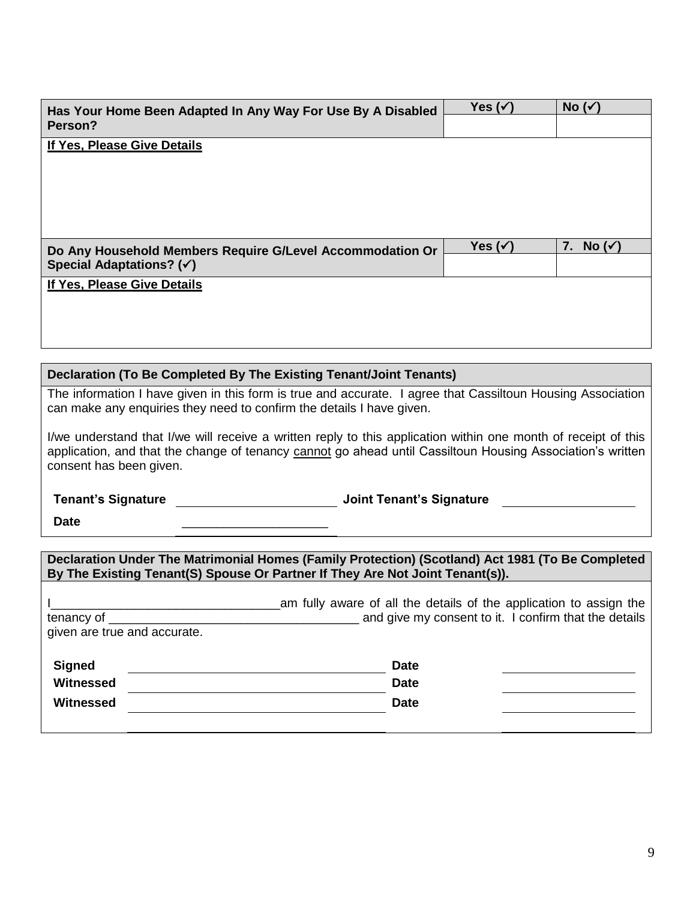| Has Your Home Been Adapted In Any Way For Use By A Disabled Person? | Yes (✓) | No (✓) |
|---|---|---|
| | | |
| **If Yes, Please Give Details** | | |

| Do Any Household Members Require G/Level Accommodation Or Special Adaptations? (✓) | Yes (✓) | 7. No (✓) |
|---|---|---|
| | | |
| **If Yes, Please Give Details** | | |

**Declaration (To Be Completed By The Existing Tenant/Joint Tenants)**

The information I have given in this form is true and accurate. I agree that Cassiltoun Housing Association can make any enquiries they need to confirm the details I have given.

I/we understand that I/we will receive a written reply to this application within one month of receipt of this application, and that the change of tenancy cannot go ahead until Cassiltoun Housing Association's written consent has been given.

**Tenant's Signature** ______________________ **Joint Tenant's Signature** ____________________

**Date** ____________________

**Declaration Under The Matrimonial Homes (Family Protection) (Scotland) Act 1981 (To Be Completed By The Existing Tenant(S) Spouse Or Partner If They Are Not Joint Tenant(s)).**

I_________________________________am fully aware of all the details of the application to assign the tenancy of ____________________________________ and give my consent to it. I confirm that the details given are true and accurate.

**Signed** ____________________________________ **Date** ____________________

**Witnessed** ____________________________________ **Date** ____________________

**Witnessed** ____________________________________ **Date** ____________________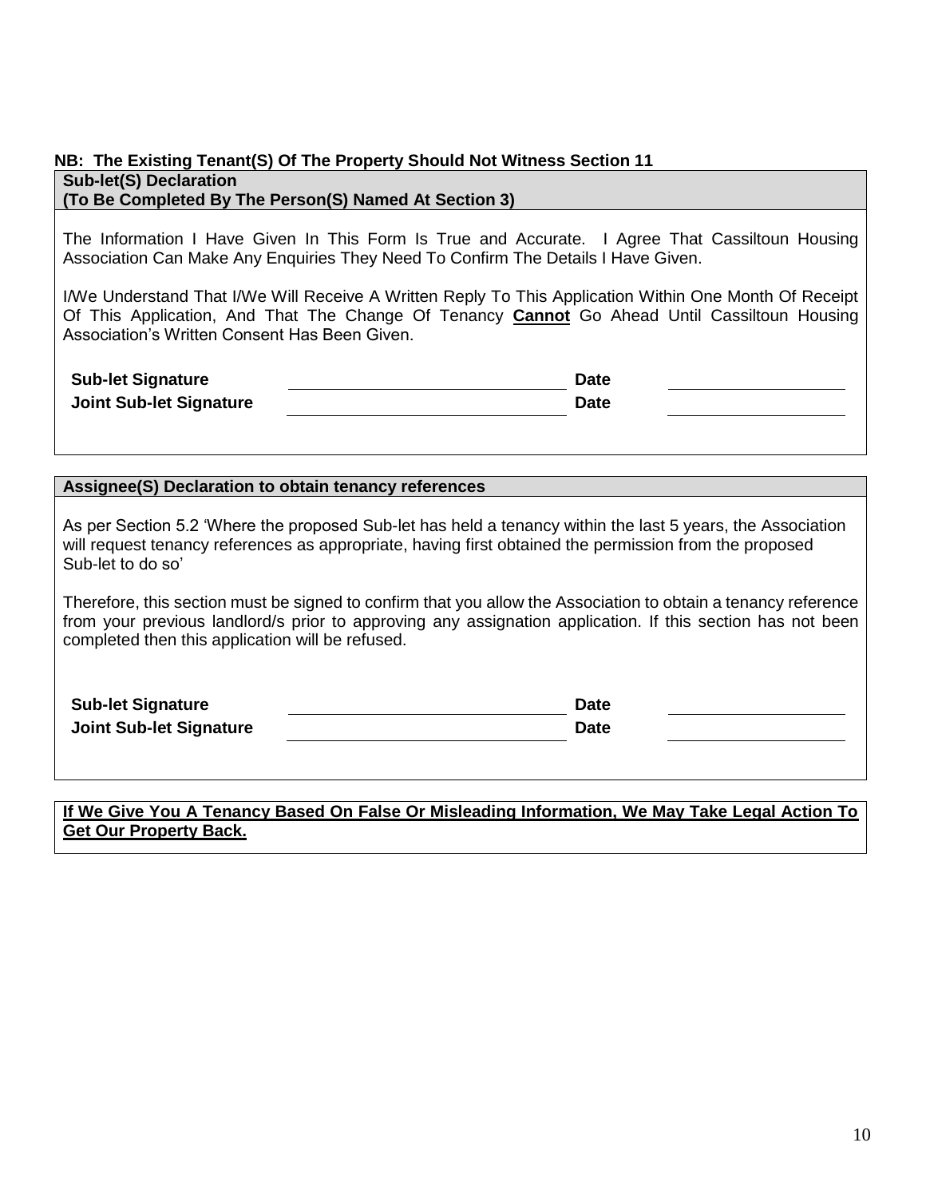**NB: The Existing Tenant(S) Of The Property Should Not Witness Section 11**

**Sub-let(S) Declaration**
**(To Be Completed By The Person(S) Named At Section 3)**

The Information I Have Given In This Form Is True and Accurate. I Agree That Cassiltoun Housing Association Can Make Any Enquiries They Need To Confirm The Details I Have Given.

I/We Understand That I/We Will Receive A Written Reply To This Application Within One Month Of Receipt Of This Application, And That The Change Of Tenancy **Cannot** Go Ahead Until Cassiltoun Housing Association's Written Consent Has Been Given.

| | | | |
|---|---|---|---|
| **Sub-let Signature** | ______________________ | **Date** | ______________ |
| **Joint Sub-let Signature** | ______________________ | **Date** | ______________ |

**Assignee(S) Declaration to obtain tenancy references**

As per Section 5.2 'Where the proposed Sub-let has held a tenancy within the last 5 years, the Association will request tenancy references as appropriate, having first obtained the permission from the proposed Sub-let to do so'

Therefore, this section must be signed to confirm that you allow the Association to obtain a tenancy reference from your previous landlord/s prior to approving any assignation application. If this section has not been completed then this application will be refused.

| | | | |
|---|---|---|---|
| **Sub-let Signature** | ______________________ | **Date** | ______________ |
| **Joint Sub-let Signature** | ______________________ | **Date** | ______________ |

**If We Give You A Tenancy Based On False Or Misleading Information, We May Take Legal Action To Get Our Property Back.**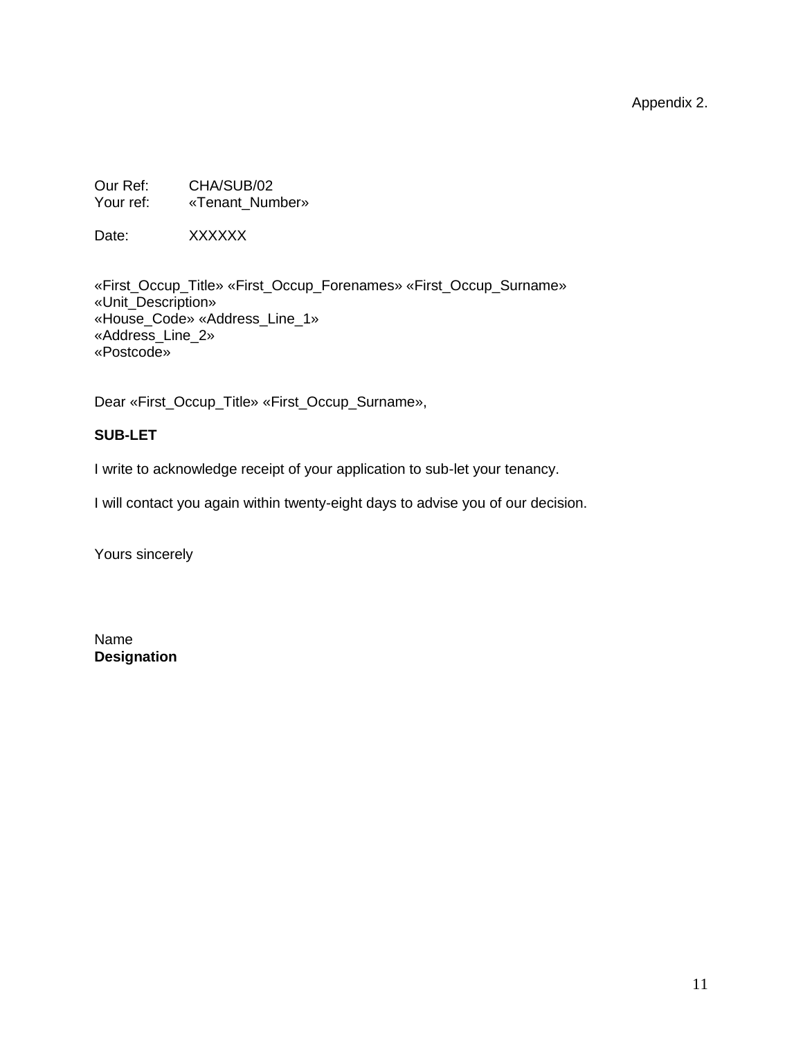Appendix 2.

Our Ref: CHA/SUB/02
Your ref: «Tenant_Number»

Date: XXXXXX

«First_Occup_Title» «First_Occup_Forenames» «First_Occup_Surname»
«Unit_Description»
«House_Code» «Address_Line_1»
«Address_Line_2»
«Postcode»

Dear «First_Occup_Title» «First_Occup_Surname»,

**SUB-LET**

I write to acknowledge receipt of your application to sub-let your tenancy.

I will contact you again within twenty-eight days to advise you of our decision.

Yours sincerely

Name
**Designation**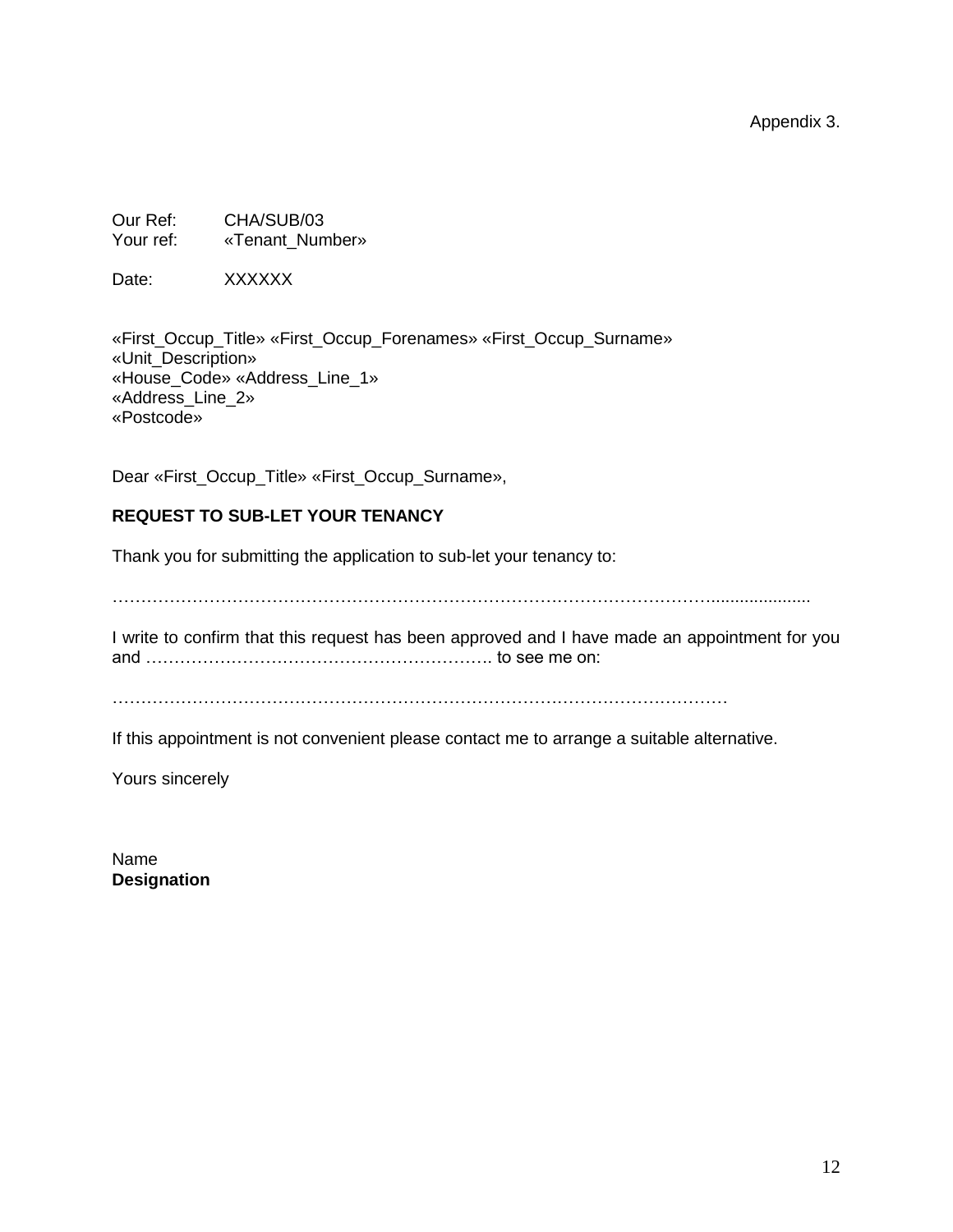Appendix 3.

Our Ref: CHA/SUB/03
Your ref: «Tenant_Number»

Date: XXXXXX

«First_Occup_Title» «First_Occup_Forenames» «First_Occup_Surname»
«Unit_Description»
«House_Code» «Address_Line_1»
«Address_Line_2»
«Postcode»

Dear «First_Occup_Title» «First_Occup_Surname»,

**REQUEST TO SUB-LET YOUR TENANCY**

Thank you for submitting the application to sub-let your tenancy to:

…………………………………………………………………………………………………....................

I write to confirm that this request has been approved and I have made an appointment for you and ……………………………………………………. to see me on:

…………………………………………………………………………………………………

If this appointment is not convenient please contact me to arrange a suitable alternative.

Yours sincerely

Name
**Designation**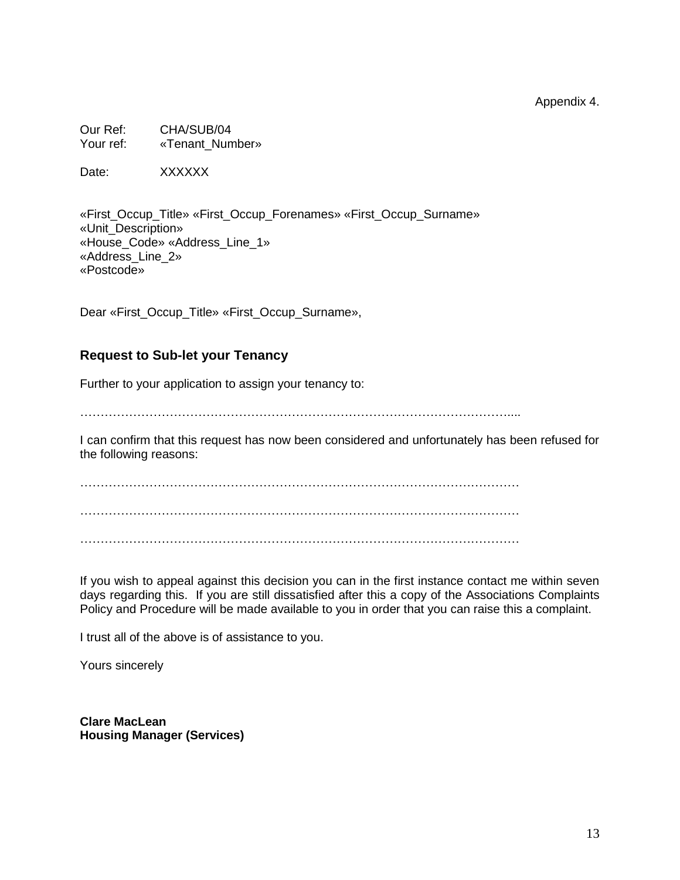Appendix 4.

Our Ref: CHA/SUB/04
Your ref: «Tenant_Number»

Date: XXXXXX

«First_Occup_Title» «First_Occup_Forenames» «First_Occup_Surname»
«Unit_Description»
«House_Code» «Address_Line_1»
«Address_Line_2»
«Postcode»

Dear «First_Occup_Title» «First_Occup_Surname»,

## Request to Sub-let your Tenancy

Further to your application to assign your tenancy to:

…………………………………………………………………………………………….....

I can confirm that this request has now been considered and unfortunately has been refused for the following reasons:

……………………………………………………………………………………………

……………………………………………………………………………………………

……………………………………………………………………………………………

If you wish to appeal against this decision you can in the first instance contact me within seven days regarding this. If you are still dissatisfied after this a copy of the Associations Complaints Policy and Procedure will be made available to you in order that you can raise this a complaint.

I trust all of the above is of assistance to you.

Yours sincerely

**Clare MacLean**
**Housing Manager (Services)**